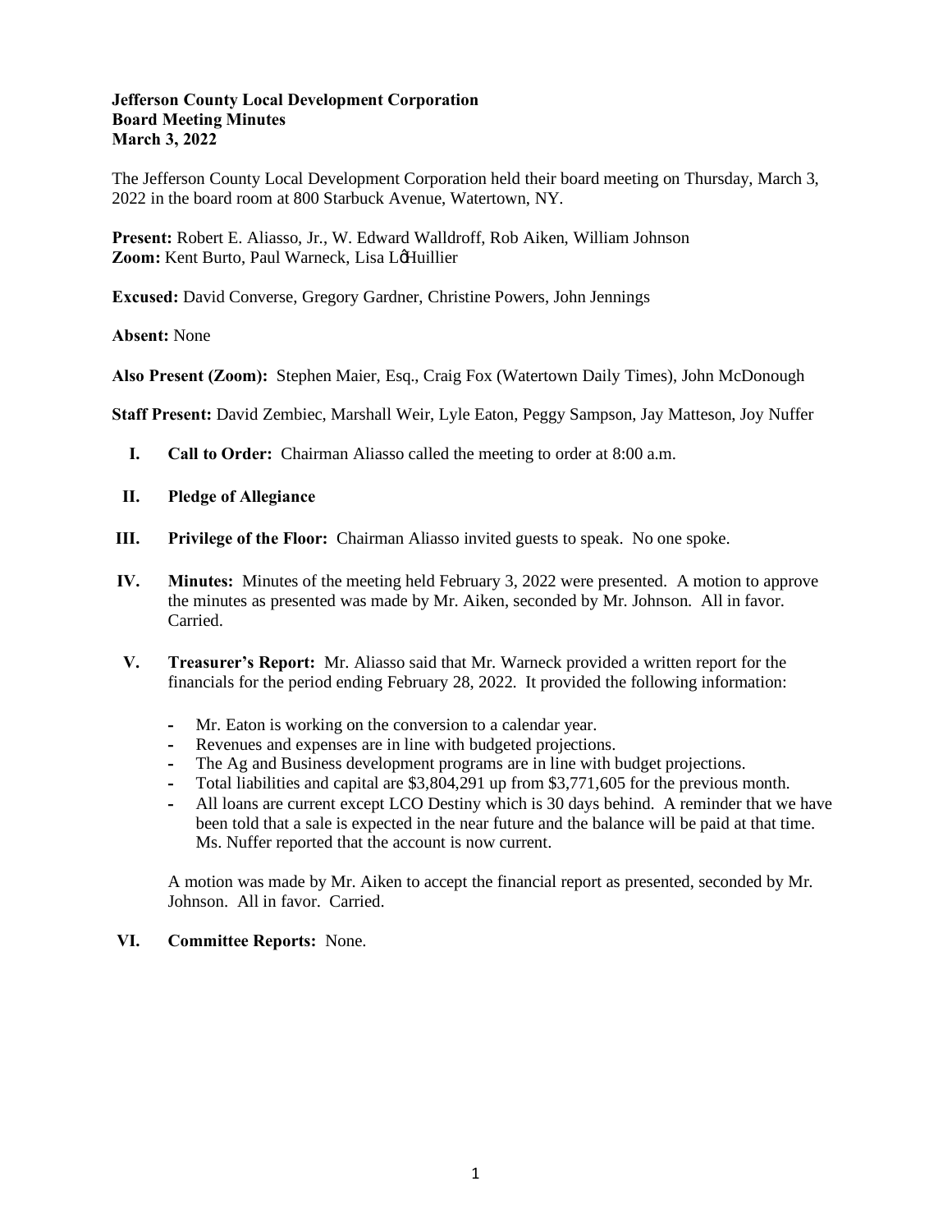**Jefferson County Local Development Corporation**
**Board Meeting Minutes**
**March 3, 2022**

The Jefferson County Local Development Corporation held their board meeting on Thursday, March 3, 2022 in the board room at 800 Starbuck Avenue, Watertown, NY.

**Present:** Robert E. Aliasso, Jr., W. Edward Walldroff, Rob Aiken, William Johnson
**Zoom:** Kent Burto, Paul Warneck, Lisa L'Huillier

**Excused:** David Converse, Gregory Gardner, Christine Powers, John Jennings

**Absent:** None

**Also Present (Zoom):** Stephen Maier, Esq., Craig Fox (Watertown Daily Times), John McDonough

**Staff Present:** David Zembiec, Marshall Weir, Lyle Eaton, Peggy Sampson, Jay Matteson, Joy Nuffer

I. **Call to Order:** Chairman Aliasso called the meeting to order at 8:00 a.m.

II. **Pledge of Allegiance**

III. **Privilege of the Floor:** Chairman Aliasso invited guests to speak. No one spoke.

IV. **Minutes:** Minutes of the meeting held February 3, 2022 were presented. A motion to approve the minutes as presented was made by Mr. Aiken, seconded by Mr. Johnson. All in favor. Carried.

V. **Treasurer's Report:** Mr. Aliasso said that Mr. Warneck provided a written report for the financials for the period ending February 28, 2022. It provided the following information:

- Mr. Eaton is working on the conversion to a calendar year.
- Revenues and expenses are in line with budgeted projections.
- The Ag and Business development programs are in line with budget projections.
- Total liabilities and capital are $3,804,291 up from $3,771,605 for the previous month.
- All loans are current except LCO Destiny which is 30 days behind. A reminder that we have been told that a sale is expected in the near future and the balance will be paid at that time. Ms. Nuffer reported that the account is now current.

A motion was made by Mr. Aiken to accept the financial report as presented, seconded by Mr. Johnson. All in favor. Carried.

VI. **Committee Reports:** None.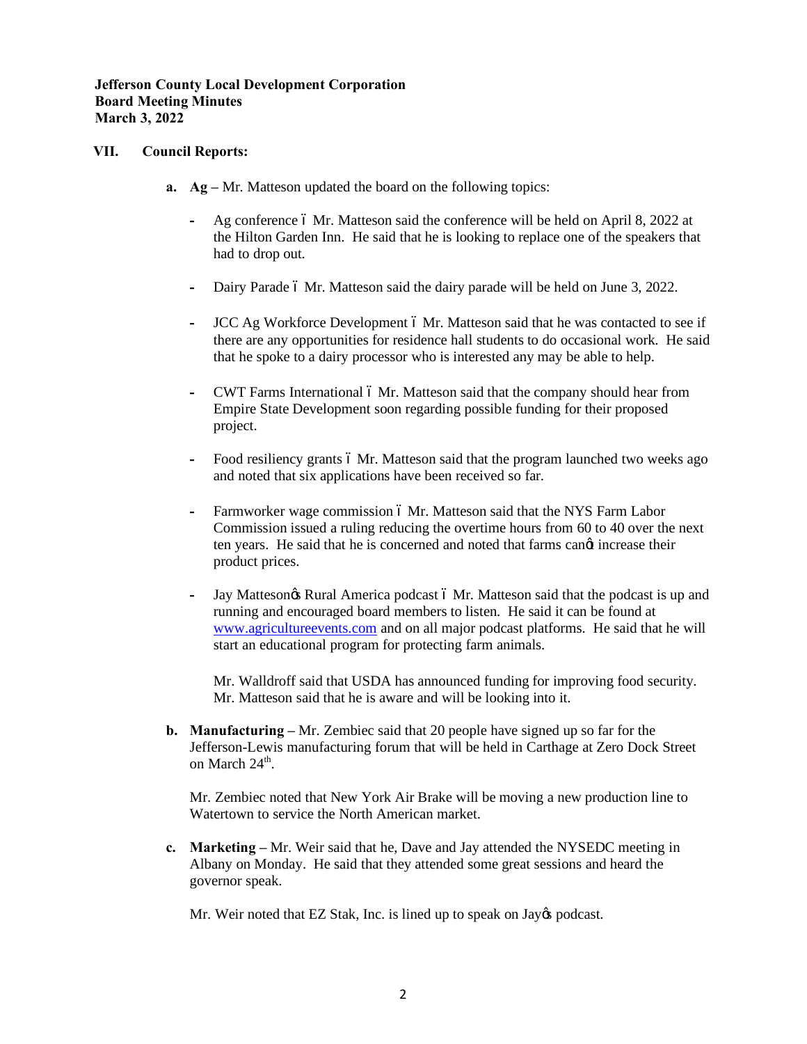**Jefferson County Local Development Corporation**
**Board Meeting Minutes**
**March 3, 2022**

**VII. Council Reports:**

**a. Ag** – Mr. Matteson updated the board on the following topics:

- Ag conference – Mr. Matteson said the conference will be held on April 8, 2022 at the Hilton Garden Inn. He said that he is looking to replace one of the speakers that had to drop out.

- Dairy Parade – Mr. Matteson said the dairy parade will be held on June 3, 2022.

- JCC Ag Workforce Development – Mr. Matteson said that he was contacted to see if there are any opportunities for residence hall students to do occasional work. He said that he spoke to a dairy processor who is interested any may be able to help.

- CWT Farms International – Mr. Matteson said that the company should hear from Empire State Development soon regarding possible funding for their proposed project.

- Food resiliency grants – Mr. Matteson said that the program launched two weeks ago and noted that six applications have been received so far.

- Farmworker wage commission – Mr. Matteson said that the NYS Farm Labor Commission issued a ruling reducing the overtime hours from 60 to 40 over the next ten years. He said that he is concerned and noted that farms can't increase their product prices.

- Jay Matteson's Rural America podcast – Mr. Matteson said that the podcast is up and running and encouraged board members to listen. He said it can be found at www.agricultureevents.com and on all major podcast platforms. He said that he will start an educational program for protecting farm animals.

  Mr. Walldroff said that USDA has announced funding for improving food security. Mr. Matteson said that he is aware and will be looking into it.

**b. Manufacturing** – Mr. Zembiec said that 20 people have signed up so far for the Jefferson-Lewis manufacturing forum that will be held in Carthage at Zero Dock Street on March 24th.

Mr. Zembiec noted that New York Air Brake will be moving a new production line to Watertown to service the North American market.

**c. Marketing** – Mr. Weir said that he, Dave and Jay attended the NYSEDC meeting in Albany on Monday. He said that they attended some great sessions and heard the governor speak.

Mr. Weir noted that EZ Stak, Inc. is lined up to speak on Jay's podcast.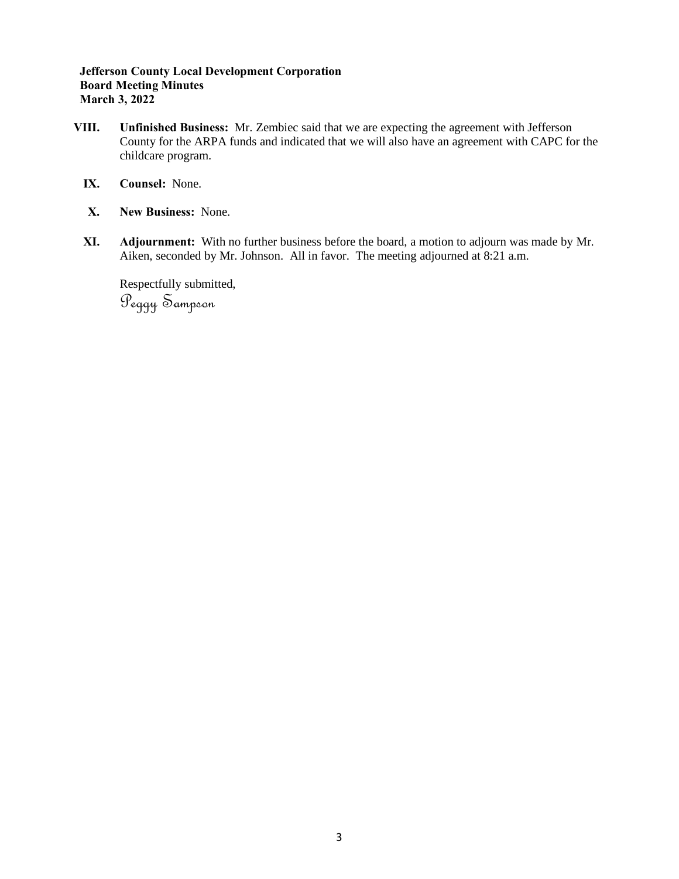**Jefferson County Local Development Corporation**
**Board Meeting Minutes**
**March 3, 2022**

**VIII. Unfinished Business:** Mr. Zembiec said that we are expecting the agreement with Jefferson County for the ARPA funds and indicated that we will also have an agreement with CAPC for the childcare program.

**IX. Counsel:** None.

**X. New Business:** None.

**XI. Adjournment:** With no further business before the board, a motion to adjourn was made by Mr. Aiken, seconded by Mr. Johnson. All in favor. The meeting adjourned at 8:21 a.m.

Respectfully submitted,
*Peggy Sampson*